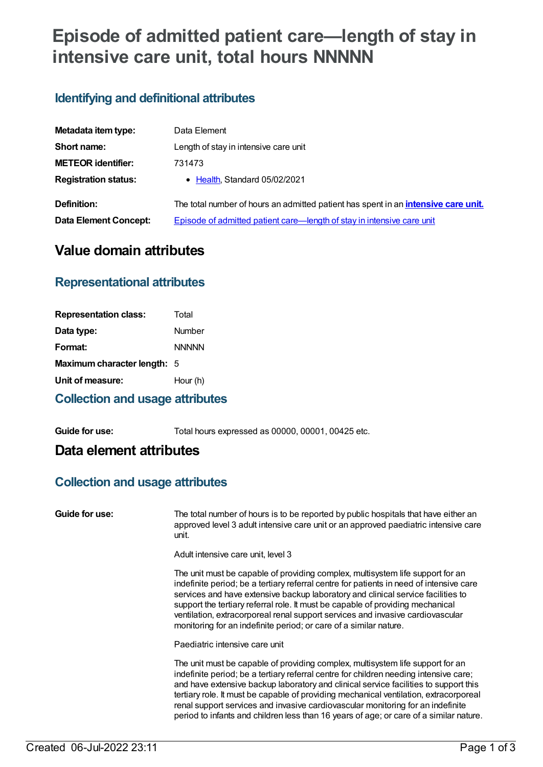# Episode of admitted patient care—length of stay in intensive care unit, total hours NNNNN

## Identifying and definitional attributes

| | |
|---|---|
| **Metadata item type:** | Data Element |
| **Short name:** | Length of stay in intensive care unit |
| **METEOR identifier:** | 731473 |
| **Registration status:** | • Health, Standard 05/02/2021 |
| **Definition:** | The total number of hours an admitted patient has spent in an **intensive care unit.** |
| **Data Element Concept:** | Episode of admitted patient care—length of stay in intensive care unit |

# Value domain attributes

## Representational attributes

| | |
|---|---|
| **Representation class:** | Total |
| **Data type:** | Number |
| **Format:** | NNNNN |
| **Maximum character length:** | 5 |
| **Unit of measure:** | Hour (h) |

## Collection and usage attributes

| | |
|---|---|
| **Guide for use:** | Total hours expressed as 00000, 00001, 00425 etc. |

# Data element attributes

## Collection and usage attributes

**Guide for use:**

The total number of hours is to be reported by public hospitals that have either an approved level 3 adult intensive care unit or an approved paediatric intensive care unit.

Adult intensive care unit, level 3

The unit must be capable of providing complex, multisystem life support for an indefinite period; be a tertiary referral centre for patients in need of intensive care services and have extensive backup laboratory and clinical service facilities to support the tertiary referral role. It must be capable of providing mechanical ventilation, extracorporeal renal support services and invasive cardiovascular monitoring for an indefinite period; or care of a similar nature.

Paediatric intensive care unit

The unit must be capable of providing complex, multisystem life support for an indefinite period; be a tertiary referral centre for children needing intensive care; and have extensive backup laboratory and clinical service facilities to support this tertiary role. It must be capable of providing mechanical ventilation, extracorporeal renal support services and invasive cardiovascular monitoring for an indefinite period to infants and children less than 16 years of age; or care of a similar nature.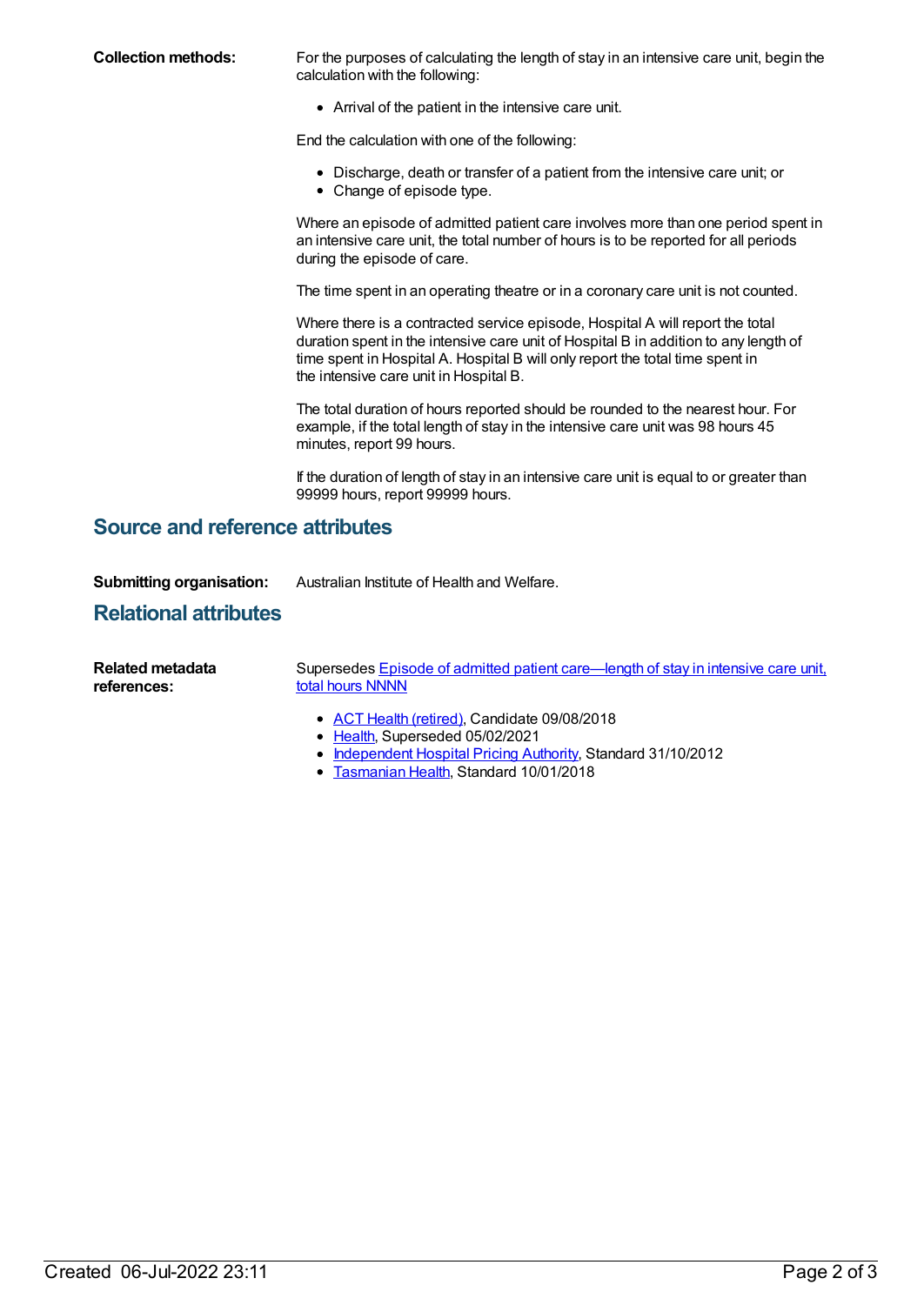**Collection methods:** For the purposes of calculating the length of stay in an intensive care unit, begin the calculation with the following:

- Arrival of the patient in the intensive care unit.

End the calculation with one of the following:

- Discharge, death or transfer of a patient from the intensive care unit; or
- Change of episode type.

Where an episode of admitted patient care involves more than one period spent in an intensive care unit, the total number of hours is to be reported for all periods during the episode of care.

The time spent in an operating theatre or in a coronary care unit is not counted.

Where there is a contracted service episode, Hospital A will report the total duration spent in the intensive care unit of Hospital B in addition to any length of time spent in Hospital A. Hospital B will only report the total time spent in the intensive care unit in Hospital B.

The total duration of hours reported should be rounded to the nearest hour. For example, if the total length of stay in the intensive care unit was 98 hours 45 minutes, report 99 hours.

If the duration of length of stay in an intensive care unit is equal to or greater than 99999 hours, report 99999 hours.

## Source and reference attributes

**Submitting organisation:** Australian Institute of Health and Welfare.

## Relational attributes

**Related metadata references:** Supersedes Episode of admitted patient care—length of stay in intensive care unit, total hours NNNN

- ACT Health (retired), Candidate 09/08/2018
- Health, Superseded 05/02/2021
- Independent Hospital Pricing Authority, Standard 31/10/2012
- Tasmanian Health, Standard 10/01/2018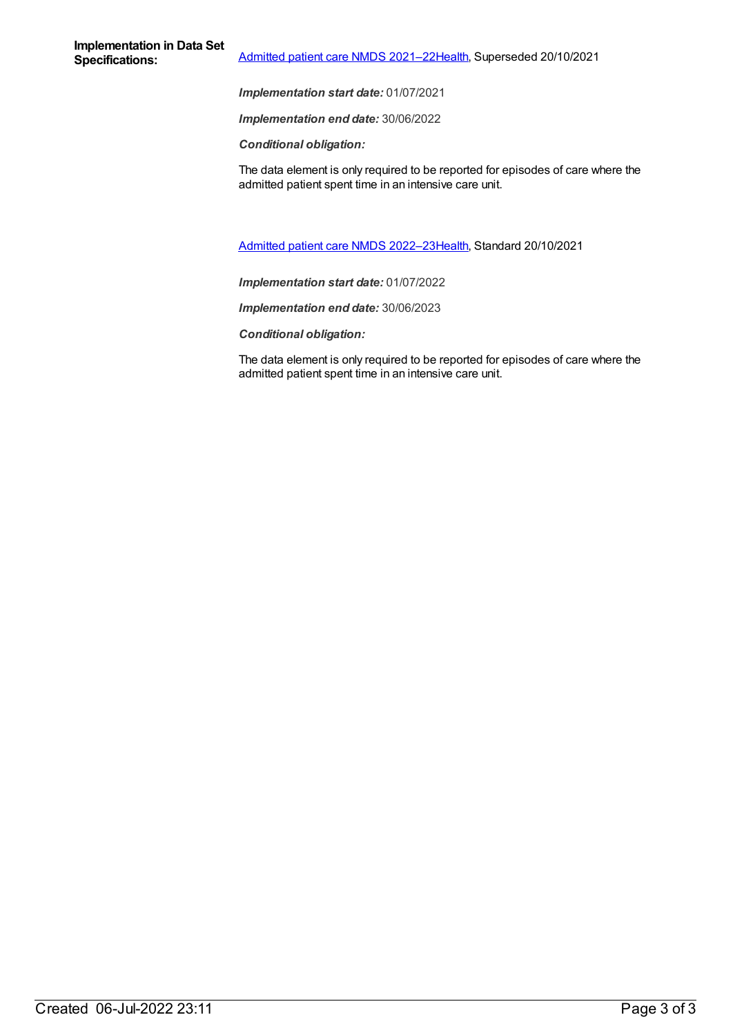**Implementation in Data Set Specifications:**

Admitted patient care NMDS 2021–22Health, Superseded 20/10/2021

***Implementation start date:*** 01/07/2021

***Implementation end date:*** 30/06/2022

***Conditional obligation:***

The data element is only required to be reported for episodes of care where the admitted patient spent time in an intensive care unit.

Admitted patient care NMDS 2022–23Health, Standard 20/10/2021

***Implementation start date:*** 01/07/2022

***Implementation end date:*** 30/06/2023

***Conditional obligation:***

The data element is only required to be reported for episodes of care where the admitted patient spent time in an intensive care unit.